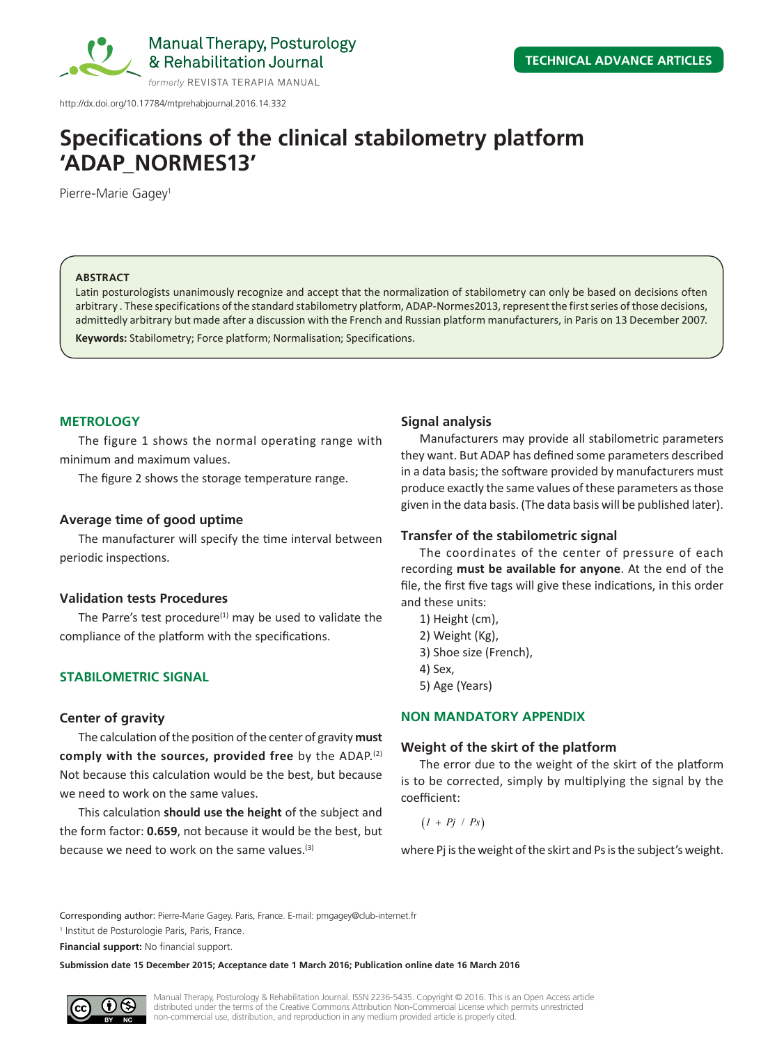TECHNICAL ADVANCE ARTICLES

http://dx.doi.org/10.17784/mtprehabjournal.2016.14.332

# Specifications of the clinical stabilometry platform 'ADAP_NORMES13'

Pierre-Marie Gagey[1]

**ABSTRACT**

Latin posturologists unanimously recognize and accept that the normalization of stabilometry can only be based on decisions often arbitrary . These specifications of the standard stabilometry platform, ADAP-Normes2013, represent the first series of those decisions, admittedly arbitrary but made after a discussion with the French and Russian platform manufacturers, in Paris on 13 December 2007.

**Keywords:** Stabilometry; Force platform; Normalisation; Specifications.

## METROLOGY

The figure 1 shows the normal operating range with minimum and maximum values.

The figure 2 shows the storage temperature range.

### Average time of good uptime

The manufacturer will specify the time interval between periodic inspections.

### Validation tests Procedures

The Parre's test procedure[1] may be used to validate the compliance of the platform with the specifications.

## STABILOMETRIC SIGNAL

### Center of gravity

The calculation of the position of the center of gravity **must comply with the sources, provided free** by the ADAP.[2] Not because this calculation would be the best, but because we need to work on the same values.

This calculation **should use the height** of the subject and the form factor: **0.659**, not because it would be the best, but because we need to work on the same values.[3]

### Signal analysis

Manufacturers may provide all stabilometric parameters they want. But ADAP has defined some parameters described in a data basis; the software provided by manufacturers must produce exactly the same values of these parameters as those given in the data basis. (The data basis will be published later).

### Transfer of the stabilometric signal

The coordinates of the center of pressure of each recording **must be available for anyone**. At the end of the file, the first five tags will give these indications, in this order and these units:

1) Height (cm),
2) Weight (Kg),
3) Shoe size (French),
4) Sex,
5) Age (Years)

## NON MANDATORY APPENDIX

### Weight of the skirt of the platform

The error due to the weight of the skirt of the platform is to be corrected, simply by multiplying the signal by the coefficient:

$$(1 + Pj \;/\; Ps)$$

where Pj is the weight of the skirt and Ps is the subject's weight.

Corresponding author: Pierre-Marie Gagey. Paris, France. E-mail: pmgagey@club-internet.fr

[1] Institut de Posturologie Paris, Paris, France.

**Financial support:** No financial support.

**Submission date 15 December 2015; Acceptance date 1 March 2016; Publication online date 16 March 2016**

Manual Therapy, Posturology & Rehabilitation Journal. ISSN 2236-5435. Copyright © 2016. This is an Open Access article distributed under the terms of the Creative Commons Attribution Non-Commercial License which permits unrestricted non-commercial use, distribution, and reproduction in any medium provided article is properly cited.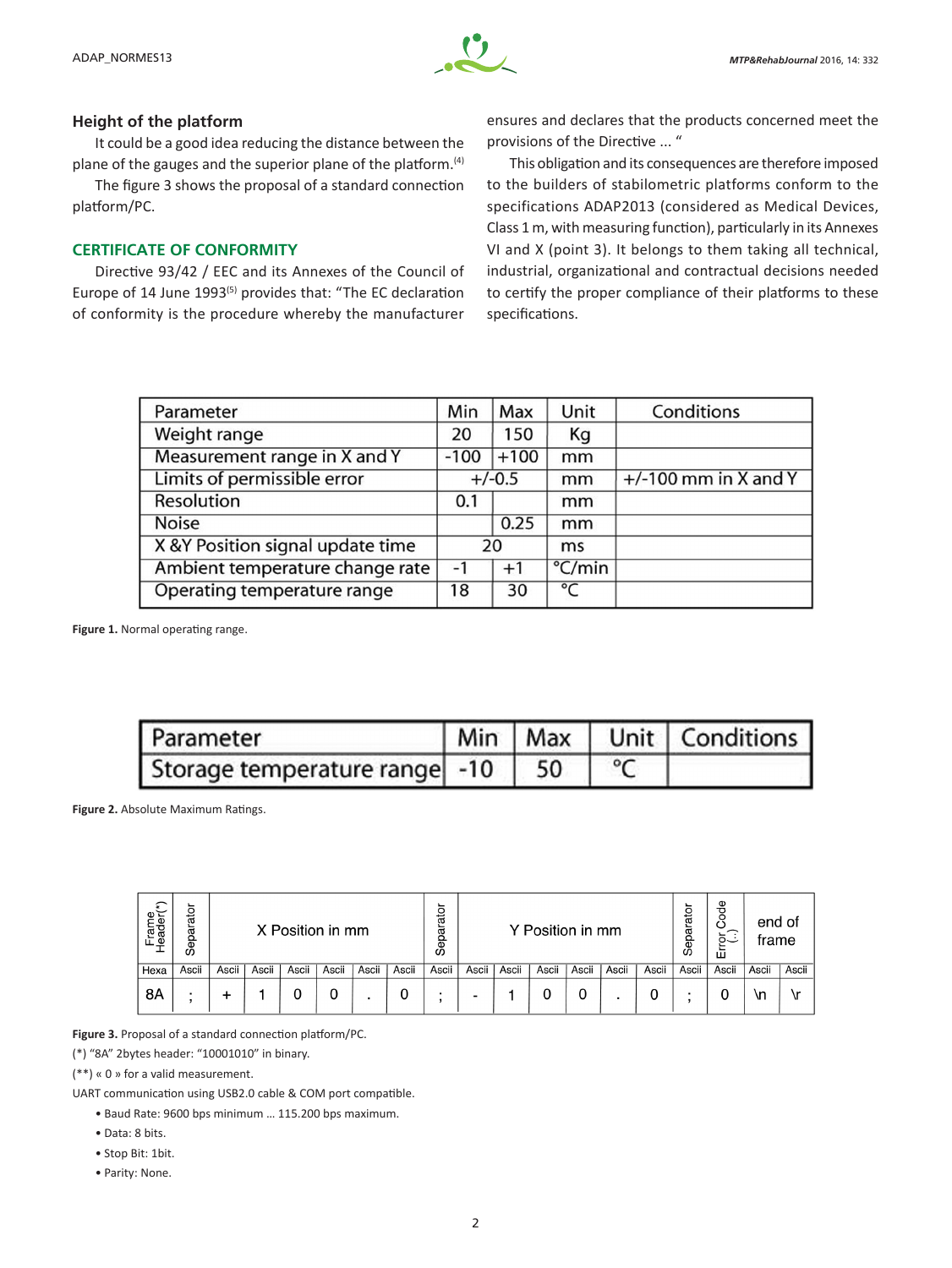### Height of the platform

It could be a good idea reducing the distance between the plane of the gauges and the superior plane of the platform.[4]

The figure 3 shows the proposal of a standard connection platform/PC.

## CERTIFICATE OF CONFORMITY

Directive 93/42 / EEC and its Annexes of the Council of Europe of 14 June 1993[5] provides that: "The EC declaration of conformity is the procedure whereby the manufacturer ensures and declares that the products concerned meet the provisions of the Directive ... "

This obligation and its consequences are therefore imposed to the builders of stabilometric platforms conform to the specifications ADAP2013 (considered as Medical Devices, Class 1 m, with measuring function), particularly in its Annexes VI and X (point 3). It belongs to them taking all technical, industrial, organizational and contractual decisions needed to certify the proper compliance of their platforms to these specifications.

| Parameter | Min | Max | Unit | Conditions |
|---|---|---|---|---|
| Weight range | 20 | 150 | Kg | |
| Measurement range in X and Y | -100 | +100 | mm | |
| Limits of permissible error | +/-0.5 | | mm | +/-100 mm in X and Y |
| Resolution | 0.1 | | mm | |
| Noise | | 0.25 | mm | |
| X &Y Position signal update time | 20 | | ms | |
| Ambient temperature change rate | -1 | +1 | °C/min | |
| Operating temperature range | 18 | 30 | °C | |

**Figure 1.** Normal operating range.

| Parameter | Min | Max | Unit | Conditions |
|---|---|---|---|---|
| Storage temperature range | -10 | 50 | °C | |

**Figure 2.** Absolute Maximum Ratings.

| Frame Header(*) | Separator | X Position in mm | | | | | | Separator | Y Position in mm | | | | | | Separator | Error Code (**) | end of frame | |
|---|---|---|---|---|---|---|---|---|---|---|---|---|---|---|---|---|---|---|
| Hexa | Ascii | Ascii | Ascii | Ascii | Ascii | Ascii | Ascii | Ascii | Ascii | Ascii | Ascii | Ascii | Ascii | Ascii | Ascii | Ascii | Ascii | Ascii |
| 8A | ; | + | 1 | 0 | 0 | . | 0 | ; | - | 1 | 0 | 0 | . | 0 | ; | 0 | \n | \r |

**Figure 3.** Proposal of a standard connection platform/PC.

(*) "8A" 2bytes header: "10001010" in binary.

(**) « 0 » for a valid measurement.

UART communication using USB2.0 cable & COM port compatible.

- Baud Rate: 9600 bps minimum … 115.200 bps maximum.
- Data: 8 bits.
- Stop Bit: 1bit.
- Parity: None.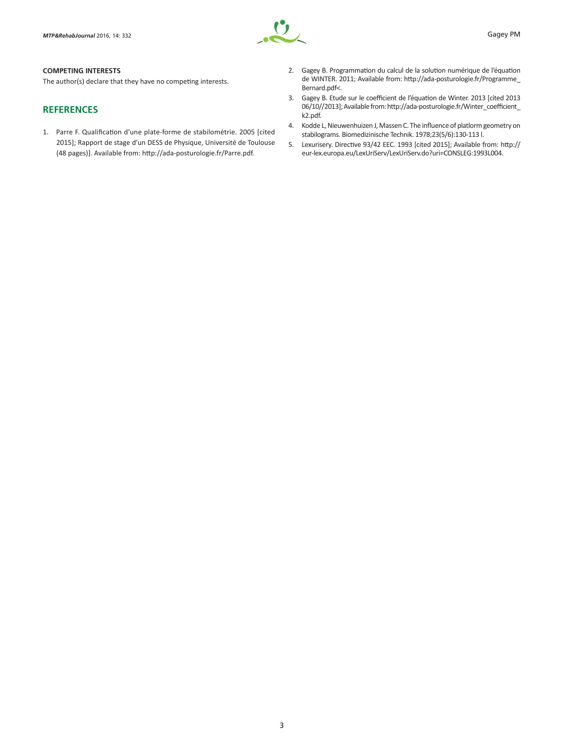**COMPETING INTERESTS**

The author(s) declare that they have no competing interests.

## REFERENCES

1. Parre F. Qualification d'une plate-forme de stabilométrie. 2005 [cited 2015]; Rapport de stage d'un DESS de Physique, Université de Toulouse (48 pages)]. Available from: http://ada-posturologie.fr/Parre.pdf.
2. Gagey B. Programmation du calcul de la solution numérique de l'équation de WINTER. 2011; Available from: http://ada-posturologie.fr/Programme_Bernard.pdf<.
3. Gagey B. Etude sur le coefficient de l'équation de Winter. 2013 [cited 2013 06/10//2013]; Available from: http://ada-posturologie.fr/Winter_coefficient_k2.pdf.
4. Kodde L, Nieuwenhuizen J, Massen C. The influence of platlorm geometry on stabilograms. Biomedizinische Technik. 1978;23(5/6):130-113 l.
5. Lexurisery. Directive 93/42 EEC. 1993 [cited 2015]; Available from: http://eur-lex.europa.eu/LexUriServ/LexUriServ.do?uri=CONSLEG:1993L004.